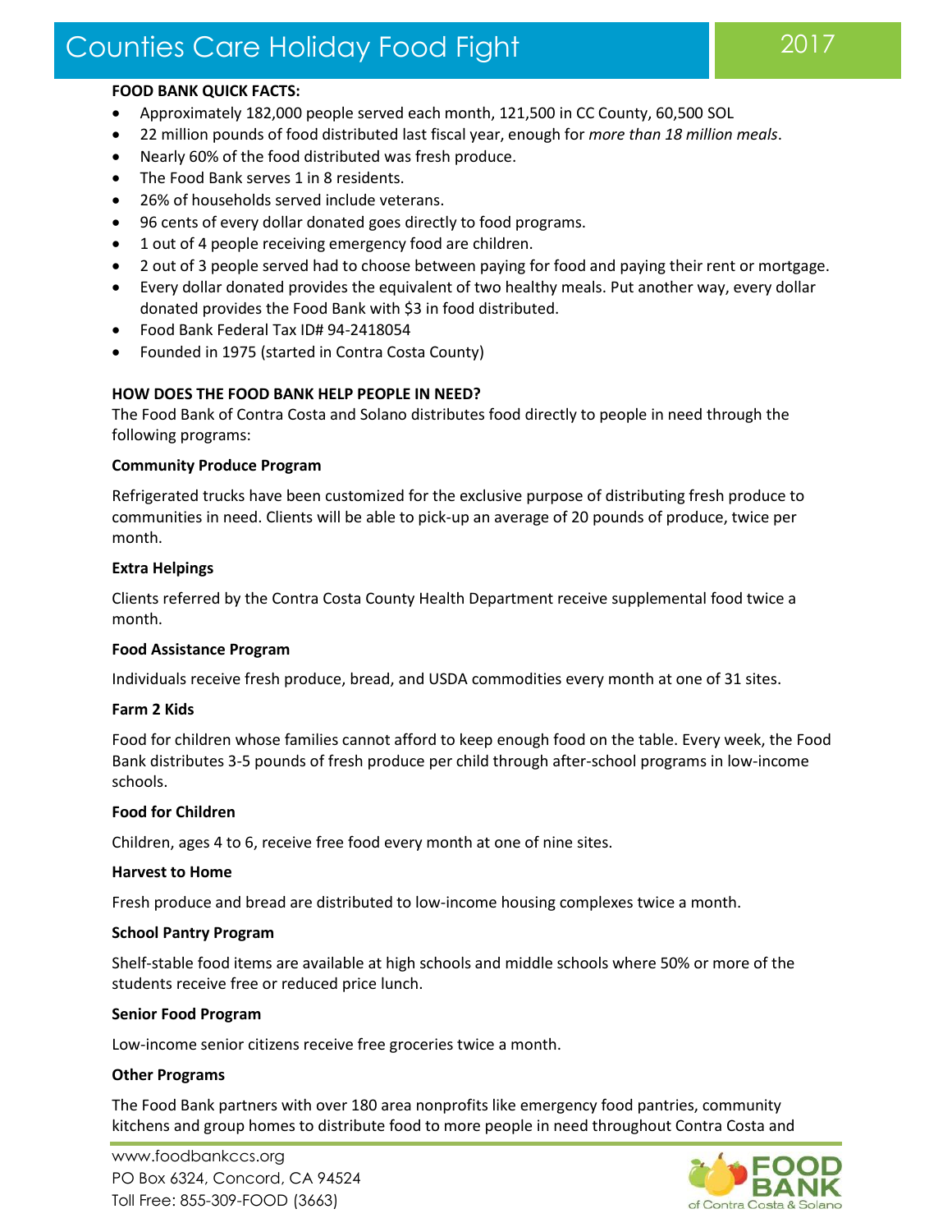# Counties Care Holiday Food Fight

2017

**FOOD BANK QUICK FACTS:**

- Approximately 182,000 people served each month, 121,500 in CC County, 60,500 SOL
- 22 million pounds of food distributed last fiscal year, enough for *more than 18 million meals*.
- Nearly 60% of the food distributed was fresh produce.
- The Food Bank serves 1 in 8 residents.
- 26% of households served include veterans.
- 96 cents of every dollar donated goes directly to food programs.
- 1 out of 4 people receiving emergency food are children.
- 2 out of 3 people served had to choose between paying for food and paying their rent or mortgage.
- Every dollar donated provides the equivalent of two healthy meals. Put another way, every dollar donated provides the Food Bank with $3 in food distributed.
- Food Bank Federal Tax ID# 94-2418054
- Founded in 1975 (started in Contra Costa County)

**HOW DOES THE FOOD BANK HELP PEOPLE IN NEED?**

The Food Bank of Contra Costa and Solano distributes food directly to people in need through the following programs:

**Community Produce Program**

Refrigerated trucks have been customized for the exclusive purpose of distributing fresh produce to communities in need. Clients will be able to pick-up an average of 20 pounds of produce, twice per month.

**Extra Helpings**

Clients referred by the Contra Costa County Health Department receive supplemental food twice a month.

**Food Assistance Program**

Individuals receive fresh produce, bread, and USDA commodities every month at one of 31 sites.

**Farm 2 Kids**

Food for children whose families cannot afford to keep enough food on the table. Every week, the Food Bank distributes 3-5 pounds of fresh produce per child through after-school programs in low-income schools.

**Food for Children**

Children, ages 4 to 6, receive free food every month at one of nine sites.

**Harvest to Home**

Fresh produce and bread are distributed to low-income housing complexes twice a month.

**School Pantry Program**

Shelf-stable food items are available at high schools and middle schools where 50% or more of the students receive free or reduced price lunch.

**Senior Food Program**

Low-income senior citizens receive free groceries twice a month.

**Other Programs**

The Food Bank partners with over 180 area nonprofits like emergency food pantries, community kitchens and group homes to distribute food to more people in need throughout Contra Costa and

www.foodbankccs.org
PO Box 6324, Concord, CA 94524
Toll Free: 855-309-FOOD (3663)

FOOD BANK of Contra Costa & Solano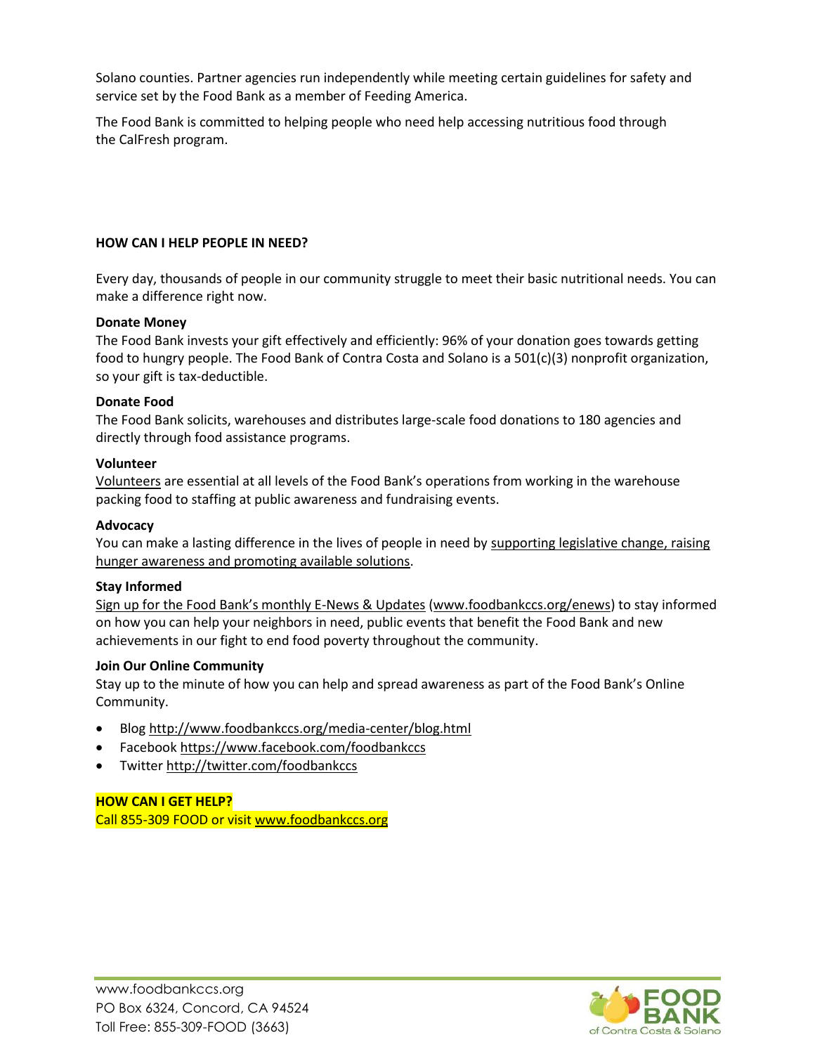Solano counties. Partner agencies run independently while meeting certain guidelines for safety and service set by the Food Bank as a member of Feeding America.

The Food Bank is committed to helping people who need help accessing nutritious food through the CalFresh program.

## HOW CAN I HELP PEOPLE IN NEED?

Every day, thousands of people in our community struggle to meet their basic nutritional needs. You can make a difference right now.

**Donate Money**
The Food Bank invests your gift effectively and efficiently: 96% of your donation goes towards getting food to hungry people. The Food Bank of Contra Costa and Solano is a 501(c)(3) nonprofit organization, so your gift is tax-deductible.

**Donate Food**
The Food Bank solicits, warehouses and distributes large-scale food donations to 180 agencies and directly through food assistance programs.

**Volunteer**
Volunteers are essential at all levels of the Food Bank's operations from working in the warehouse packing food to staffing at public awareness and fundraising events.

**Advocacy**
You can make a lasting difference in the lives of people in need by supporting legislative change, raising hunger awareness and promoting available solutions.

**Stay Informed**
Sign up for the Food Bank's monthly E-News & Updates (www.foodbankccs.org/enews) to stay informed on how you can help your neighbors in need, public events that benefit the Food Bank and new achievements in our fight to end food poverty throughout the community.

**Join Our Online Community**
Stay up to the minute of how you can help and spread awareness as part of the Food Bank's Online Community.

- Blog http://www.foodbankccs.org/media-center/blog.html
- Facebook https://www.facebook.com/foodbankccs
- Twitter http://twitter.com/foodbankccs

## HOW CAN I GET HELP?

Call 855-309 FOOD or visit www.foodbankccs.org

www.foodbankccs.org
PO Box 6324, Concord, CA 94524
Toll Free: 855-309-FOOD (3663)

FOOD BANK of Contra Costa & Solano